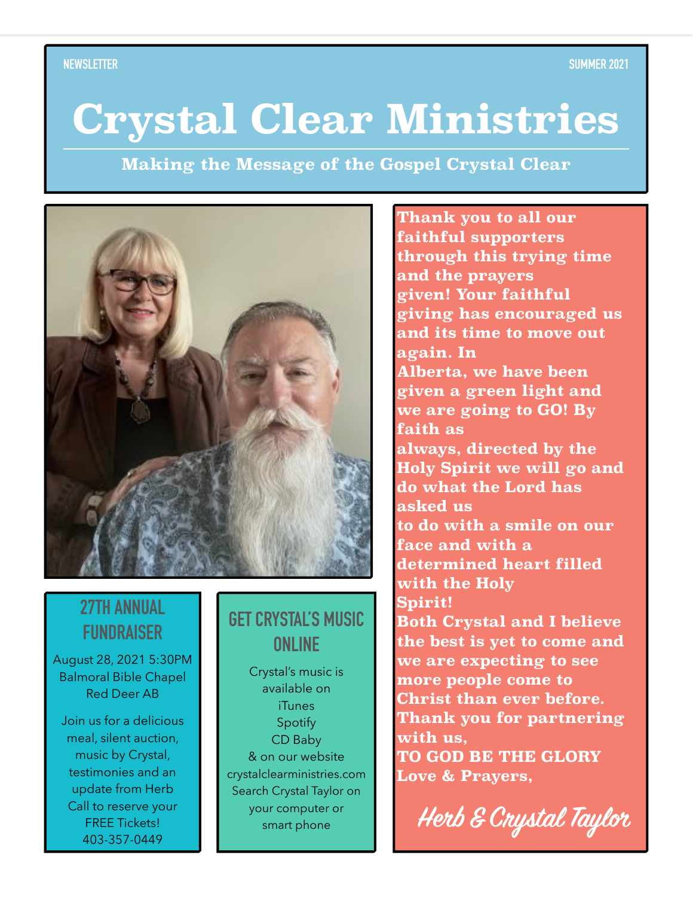NEWSLETTER

SUMMER 2021

# Crystal Clear Ministries

**Making the Message of the Gospel Crystal Clear**

**Thank you to all our faithful supporters through this trying time and the prayers given! Your faithful giving has encouraged us and its time to move out again. In Alberta, we have been given a green light and we are going to GO! By faith as always, directed by the Holy Spirit we will go and do what the Lord has asked us to do with a smile on our face and with a determined heart filled with the Holy Spirit!**

**Both Crystal and I believe the best is yet to come and we are expecting to see more people come to Christ than ever before. Thank you for partnering with us,**

**TO GOD BE THE GLORY**

**Love & Prayers,**

*Herb & Crystal Taylor*

## 27TH ANNUAL FUNDRAISER

August 28, 2021 5:30PM
Balmoral Bible Chapel
Red Deer AB

Join us for a delicious meal, silent auction, music by Crystal, testimonies and an update from Herb
Call to reserve your FREE Tickets!
403-357-0449

## GET CRYSTAL'S MUSIC ONLINE

Crystal's music is available on
iTunes
Spotify
CD Baby
& on our website
crystalclearministries.com
Search Crystal Taylor on your computer or smart phone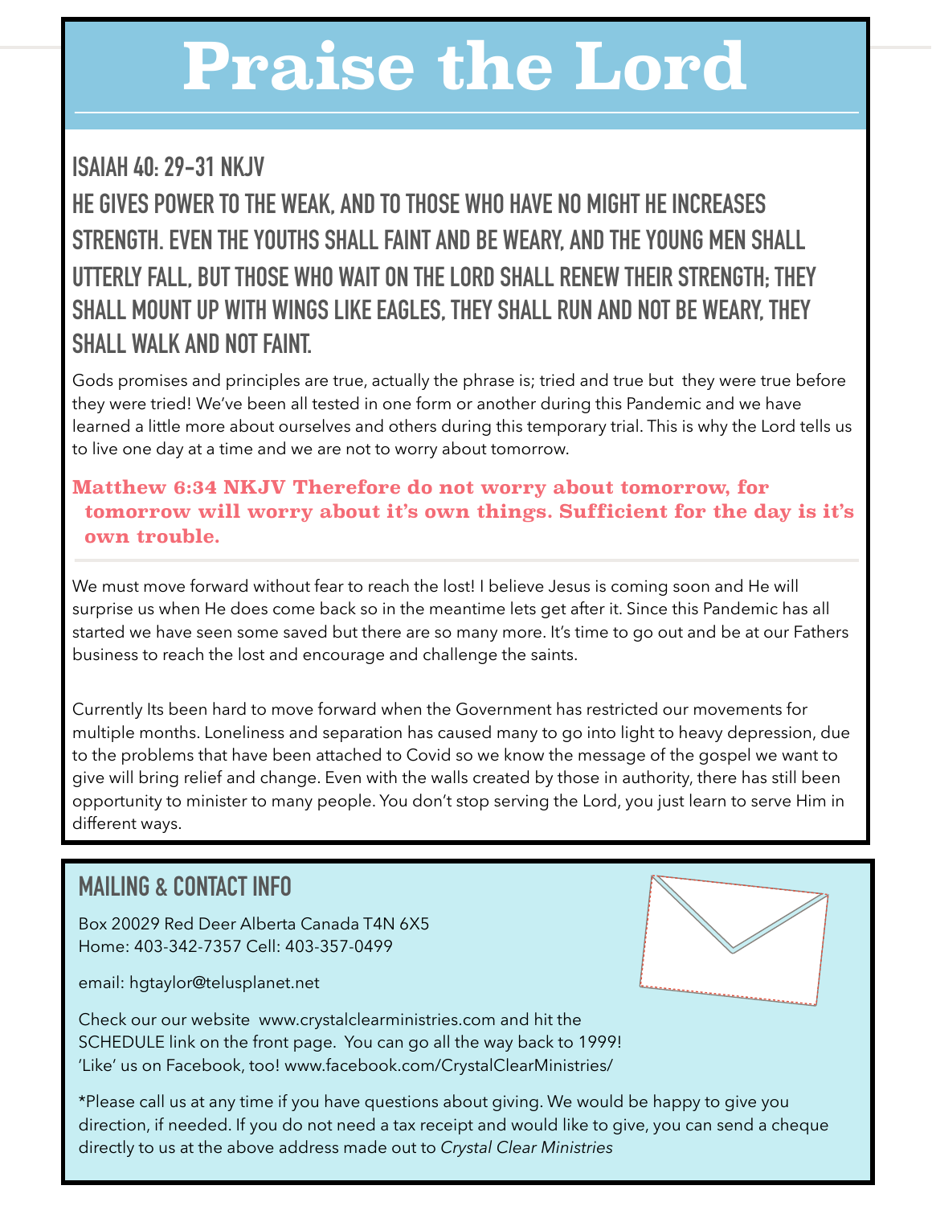# Praise the Lord

## ISAIAH 40: 29-31 NKJV

## HE GIVES POWER TO THE WEAK, AND TO THOSE WHO HAVE NO MIGHT HE INCREASES STRENGTH. EVEN THE YOUTHS SHALL FAINT AND BE WEARY, AND THE YOUNG MEN SHALL UTTERLY FALL, BUT THOSE WHO WAIT ON THE LORD SHALL RENEW THEIR STRENGTH; THEY SHALL MOUNT UP WITH WINGS LIKE EAGLES, THEY SHALL RUN AND NOT BE WEARY, THEY SHALL WALK AND NOT FAINT.

Gods promises and principles are true, actually the phrase is; tried and true but  they were true before they were tried! We've been all tested in one form or another during this Pandemic and we have learned a little more about ourselves and others during this temporary trial. This is why the Lord tells us to live one day at a time and we are not to worry about tomorrow.

**Matthew 6:34 NKJV Therefore do not worry about tomorrow, for tomorrow will worry about it's own things. Sufficient for the day is it's own trouble.**

---

We must move forward without fear to reach the lost! I believe Jesus is coming soon and He will surprise us when He does come back so in the meantime lets get after it. Since this Pandemic has all started we have seen some saved but there are so many more. It's time to go out and be at our Fathers business to reach the lost and encourage and challenge the saints.

Currently Its been hard to move forward when the Government has restricted our movements for multiple months. Loneliness and separation has caused many to go into light to heavy depression, due to the problems that have been attached to Covid so we know the message of the gospel we want to give will bring relief and change. Even with the walls created by those in authority, there has still been opportunity to minister to many people. You don't stop serving the Lord, you just learn to serve Him in different ways.

## MAILING & CONTACT INFO

Box 20029 Red Deer Alberta Canada T4N 6X5
Home: 403-342-7357 Cell: 403-357-0499

email: hgtaylor@telusplanet.net

Check our our website  www.crystalclearministries.com and hit the SCHEDULE link on the front page.  You can go all the way back to 1999!
'Like' us on Facebook, too! www.facebook.com/CrystalClearMinistries/

*Please call us at any time if you have questions about giving. We would be happy to give you direction, if needed. If you do not need a tax receipt and would like to give, you can send a cheque directly to us at the above address made out to *Crystal Clear Ministries*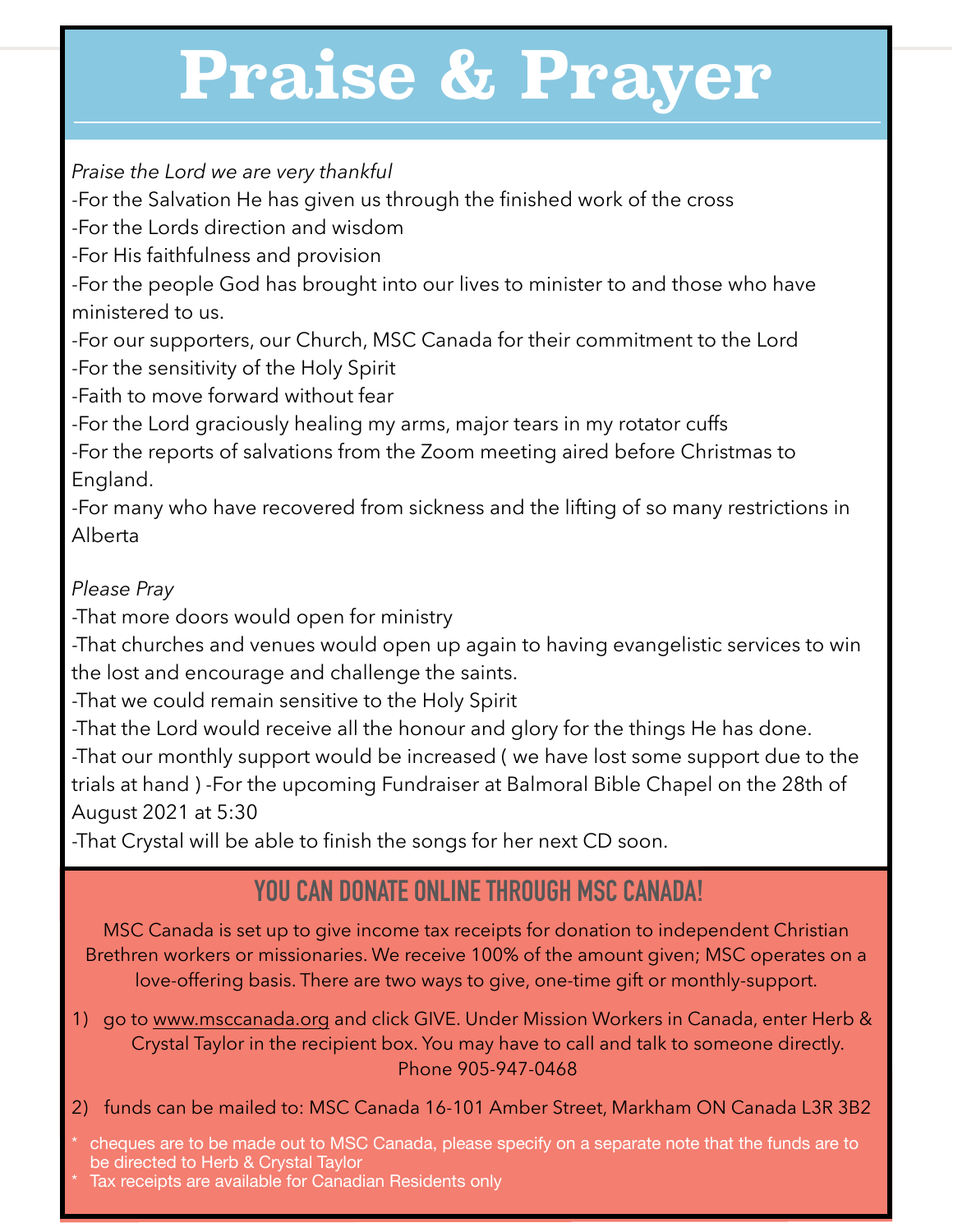# Praise & Prayer

*Praise the Lord we are very thankful*

-For the Salvation He has given us through the finished work of the cross
-For the Lords direction and wisdom
-For His faithfulness and provision
-For the people God has brought into our lives to minister to and those who have ministered to us.
-For our supporters, our Church, MSC Canada for their commitment to the Lord
-For the sensitivity of the Holy Spirit
-Faith to move forward without fear
-For the Lord graciously healing my arms, major tears in my rotator cuffs
-For the reports of salvations from the Zoom meeting aired before Christmas to England.
-For many who have recovered from sickness and the lifting of so many restrictions in Alberta

*Please Pray*

-That more doors would open for ministry
-That churches and venues would open up again to having evangelistic services to win the lost and encourage and challenge the saints.
-That we could remain sensitive to the Holy Spirit
-That the Lord would receive all the honour and glory for the things He has done.
-That our monthly support would be increased ( we have lost some support due to the trials at hand ) -For the upcoming Fundraiser at Balmoral Bible Chapel on the 28th of August 2021 at 5:30
-That Crystal will be able to finish the songs for her next CD soon.

## YOU CAN DONATE ONLINE THROUGH MSC CANADA!

MSC Canada is set up to give income tax receipts for donation to independent Christian Brethren workers or missionaries. We receive 100% of the amount given; MSC operates on a love-offering basis. There are two ways to give, one-time gift or monthly-support.

1) go to www.msccanada.org and click GIVE. Under Mission Workers in Canada, enter Herb & Crystal Taylor in the recipient box. You may have to call and talk to someone directly. Phone 905-947-0468

2) funds can be mailed to: MSC Canada 16-101 Amber Street, Markham ON Canada L3R 3B2

* cheques are to be made out to MSC Canada, please specify on a separate note that the funds are to be directed to Herb & Crystal Taylor
* Tax receipts are available for Canadian Residents only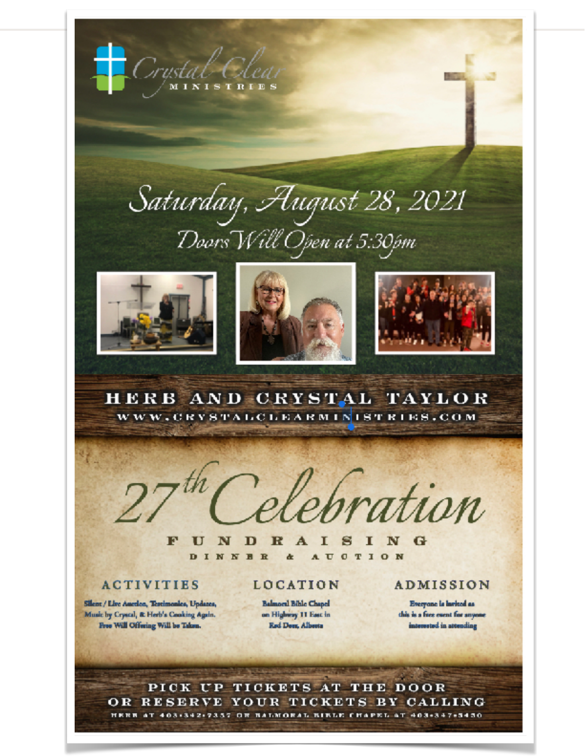Crystal Clear MINISTRIES

Saturday, August 28, 2021

Doors Will Open at 5:30pm

HERB AND CRYSTAL TAYLOR

WWW.CRYSTALCLEARMINISTRIES.COM

# 27th Celebration

## FUNDRAISING

DINNER & AUCTION

### ACTIVITIES

Silent / Live Auction, Testimonies, Updates, Music by Crystal, & Herb's Cooking Again. Free Will Offering Will be Taken.

### LOCATION

Balmoral Bible Chapel on Highway 11 East in Red Deer, Alberta

### ADMISSION

Everyone is invited as this is a free event for anyone interested in attending

PICK UP TICKETS AT THE DOOR OR RESERVE YOUR TICKETS BY CALLING

HERB AT 403•342•7357 OR BALMORAL BIBLE CHAPEL AT 403•347•5450